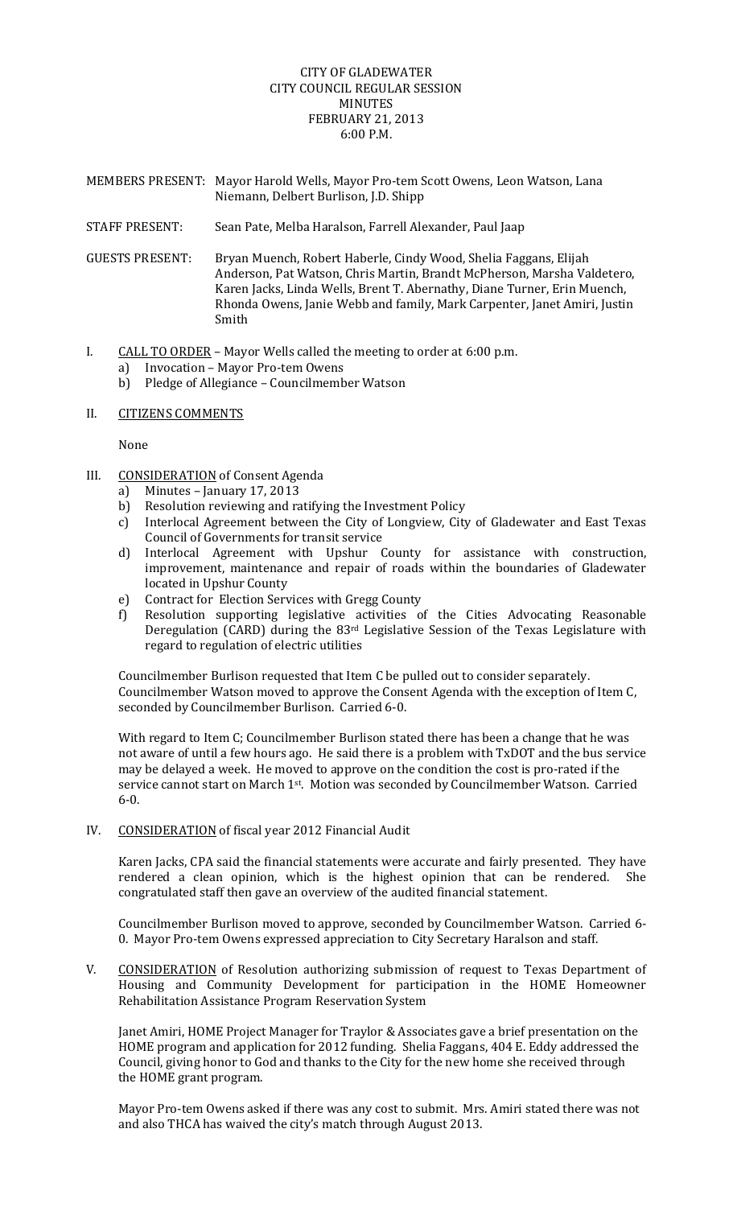# CITY OF GLADEWATER
## CITY COUNCIL REGULAR SESSION
## MINUTES
## FEBRUARY 21, 2013
## 6:00 P.M.

MEMBERS PRESENT: Mayor Harold Wells, Mayor Pro-tem Scott Owens, Leon Watson, Lana Niemann, Delbert Burlison, J.D. Shipp

STAFF PRESENT: Sean Pate, Melba Haralson, Farrell Alexander, Paul Jaap

GUESTS PRESENT: Bryan Muench, Robert Haberle, Cindy Wood, Shelia Faggans, Elijah Anderson, Pat Watson, Chris Martin, Brandt McPherson, Marsha Valdetero, Karen Jacks, Linda Wells, Brent T. Abernathy, Diane Turner, Erin Muench, Rhonda Owens, Janie Webb and family, Mark Carpenter, Janet Amiri, Justin Smith

I. CALL TO ORDER – Mayor Wells called the meeting to order at 6:00 p.m.
   a) Invocation – Mayor Pro-tem Owens
   b) Pledge of Allegiance – Councilmember Watson

II. CITIZENS COMMENTS

None

III. CONSIDERATION of Consent Agenda
   a) Minutes – January 17, 2013
   b) Resolution reviewing and ratifying the Investment Policy
   c) Interlocal Agreement between the City of Longview, City of Gladewater and East Texas Council of Governments for transit service
   d) Interlocal Agreement with Upshur County for assistance with construction, improvement, maintenance and repair of roads within the boundaries of Gladewater located in Upshur County
   e) Contract for Election Services with Gregg County
   f) Resolution supporting legislative activities of the Cities Advocating Reasonable Deregulation (CARD) during the 83rd Legislative Session of the Texas Legislature with regard to regulation of electric utilities

Councilmember Burlison requested that Item C be pulled out to consider separately. Councilmember Watson moved to approve the Consent Agenda with the exception of Item C, seconded by Councilmember Burlison. Carried 6-0.

With regard to Item C; Councilmember Burlison stated there has been a change that he was not aware of until a few hours ago. He said there is a problem with TxDOT and the bus service may be delayed a week. He moved to approve on the condition the cost is pro-rated if the service cannot start on March 1st. Motion was seconded by Councilmember Watson. Carried 6-0.

IV. CONSIDERATION of fiscal year 2012 Financial Audit

Karen Jacks, CPA said the financial statements were accurate and fairly presented. They have rendered a clean opinion, which is the highest opinion that can be rendered. She congratulated staff then gave an overview of the audited financial statement.

Councilmember Burlison moved to approve, seconded by Councilmember Watson. Carried 6-0. Mayor Pro-tem Owens expressed appreciation to City Secretary Haralson and staff.

V. CONSIDERATION of Resolution authorizing submission of request to Texas Department of Housing and Community Development for participation in the HOME Homeowner Rehabilitation Assistance Program Reservation System

Janet Amiri, HOME Project Manager for Traylor & Associates gave a brief presentation on the HOME program and application for 2012 funding. Shelia Faggans, 404 E. Eddy addressed the Council, giving honor to God and thanks to the City for the new home she received through the HOME grant program.

Mayor Pro-tem Owens asked if there was any cost to submit. Mrs. Amiri stated there was not and also THCA has waived the city's match through August 2013.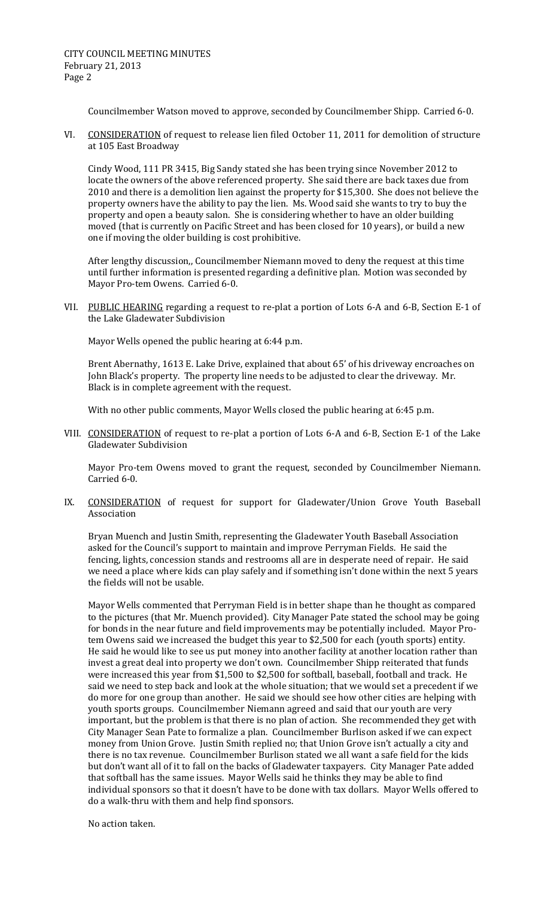Councilmember Watson moved to approve, seconded by Councilmember Shipp. Carried 6-0.

VI. <u>CONSIDERATION</u> of request to release lien filed October 11, 2011 for demolition of structure at 105 East Broadway

Cindy Wood, 111 PR 3415, Big Sandy stated she has been trying since November 2012 to locate the owners of the above referenced property. She said there are back taxes due from 2010 and there is a demolition lien against the property for $15,300. She does not believe the property owners have the ability to pay the lien. Ms. Wood said she wants to try to buy the property and open a beauty salon. She is considering whether to have an older building moved (that is currently on Pacific Street and has been closed for 10 years), or build a new one if moving the older building is cost prohibitive.

After lengthy discussion,, Councilmember Niemann moved to deny the request at this time until further information is presented regarding a definitive plan. Motion was seconded by Mayor Pro-tem Owens. Carried 6-0.

VII. <u>PUBLIC HEARING</u> regarding a request to re-plat a portion of Lots 6-A and 6-B, Section E-1 of the Lake Gladewater Subdivision

Mayor Wells opened the public hearing at 6:44 p.m.

Brent Abernathy, 1613 E. Lake Drive, explained that about 65' of his driveway encroaches on John Black's property. The property line needs to be adjusted to clear the driveway. Mr. Black is in complete agreement with the request.

With no other public comments, Mayor Wells closed the public hearing at 6:45 p.m.

VIII. <u>CONSIDERATION</u> of request to re-plat a portion of Lots 6-A and 6-B, Section E-1 of the Lake Gladewater Subdivision

Mayor Pro-tem Owens moved to grant the request, seconded by Councilmember Niemann. Carried 6-0.

IX. <u>CONSIDERATION</u> of request for support for Gladewater/Union Grove Youth Baseball Association

Bryan Muench and Justin Smith, representing the Gladewater Youth Baseball Association asked for the Council's support to maintain and improve Perryman Fields. He said the fencing, lights, concession stands and restrooms all are in desperate need of repair. He said we need a place where kids can play safely and if something isn't done within the next 5 years the fields will not be usable.

Mayor Wells commented that Perryman Field is in better shape than he thought as compared to the pictures (that Mr. Muench provided). City Manager Pate stated the school may be going for bonds in the near future and field improvements may be potentially included. Mayor Pro-tem Owens said we increased the budget this year to $2,500 for each (youth sports) entity. He said he would like to see us put money into another facility at another location rather than invest a great deal into property we don't own. Councilmember Shipp reiterated that funds were increased this year from $1,500 to $2,500 for softball, baseball, football and track. He said we need to step back and look at the whole situation; that we would set a precedent if we do more for one group than another. He said we should see how other cities are helping with youth sports groups. Councilmember Niemann agreed and said that our youth are very important, but the problem is that there is no plan of action. She recommended they get with City Manager Sean Pate to formalize a plan. Councilmember Burlison asked if we can expect money from Union Grove. Justin Smith replied no; that Union Grove isn't actually a city and there is no tax revenue. Councilmember Burlison stated we all want a safe field for the kids but don't want all of it to fall on the backs of Gladewater taxpayers. City Manager Pate added that softball has the same issues. Mayor Wells said he thinks they may be able to find individual sponsors so that it doesn't have to be done with tax dollars. Mayor Wells offered to do a walk-thru with them and help find sponsors.

No action taken.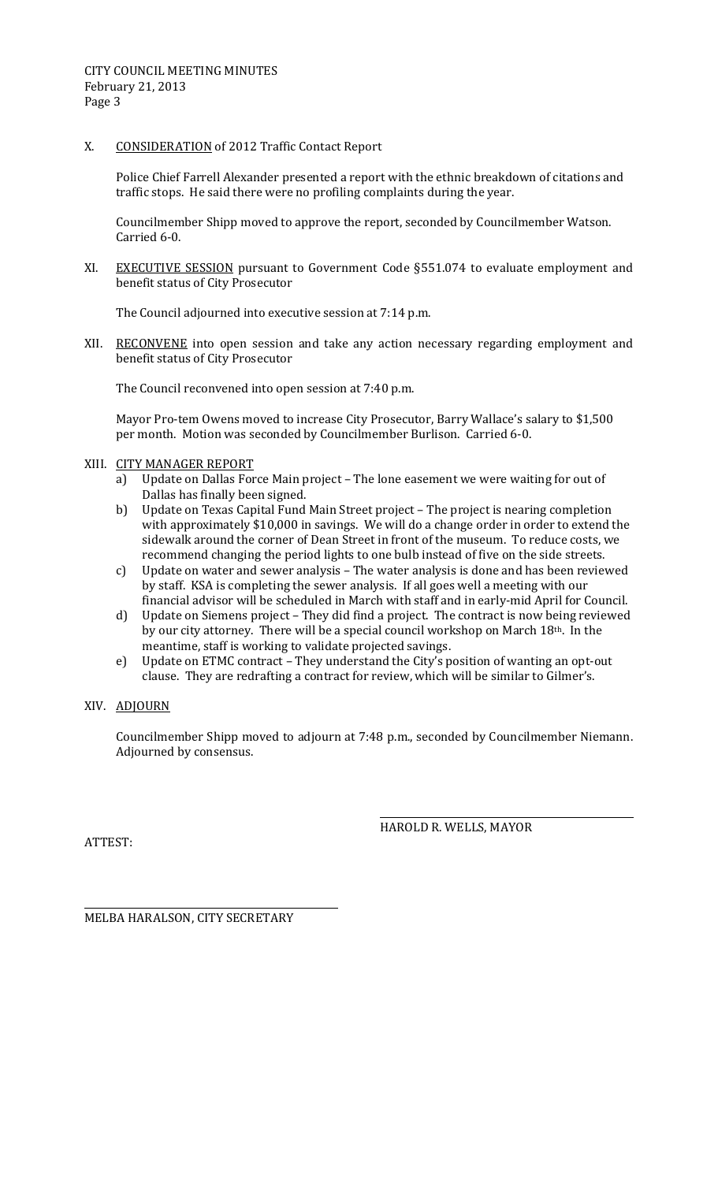X. <u>CONSIDERATION</u> of 2012 Traffic Contact Report

Police Chief Farrell Alexander presented a report with the ethnic breakdown of citations and traffic stops. He said there were no profiling complaints during the year.

Councilmember Shipp moved to approve the report, seconded by Councilmember Watson. Carried 6-0.

XI. <u>EXECUTIVE SESSION</u> pursuant to Government Code §551.074 to evaluate employment and benefit status of City Prosecutor

The Council adjourned into executive session at 7:14 p.m.

XII. <u>RECONVENE</u> into open session and take any action necessary regarding employment and benefit status of City Prosecutor

The Council reconvened into open session at 7:40 p.m.

Mayor Pro-tem Owens moved to increase City Prosecutor, Barry Wallace's salary to $1,500 per month. Motion was seconded by Councilmember Burlison. Carried 6-0.

XIII. <u>CITY MANAGER REPORT</u>

a) Update on Dallas Force Main project – The lone easement we were waiting for out of Dallas has finally been signed.
b) Update on Texas Capital Fund Main Street project – The project is nearing completion with approximately $10,000 in savings. We will do a change order in order to extend the sidewalk around the corner of Dean Street in front of the museum. To reduce costs, we recommend changing the period lights to one bulb instead of five on the side streets.
c) Update on water and sewer analysis – The water analysis is done and has been reviewed by staff. KSA is completing the sewer analysis. If all goes well a meeting with our financial advisor will be scheduled in March with staff and in early-mid April for Council.
d) Update on Siemens project – They did find a project. The contract is now being reviewed by our city attorney. There will be a special council workshop on March 18th. In the meantime, staff is working to validate projected savings.
e) Update on ETMC contract – They understand the City's position of wanting an opt-out clause. They are redrafting a contract for review, which will be similar to Gilmer's.

XIV. <u>ADJOURN</u>

Councilmember Shipp moved to adjourn at 7:48 p.m., seconded by Councilmember Niemann. Adjourned by consensus.

HAROLD R. WELLS, MAYOR

ATTEST:

MELBA HARALSON, CITY SECRETARY